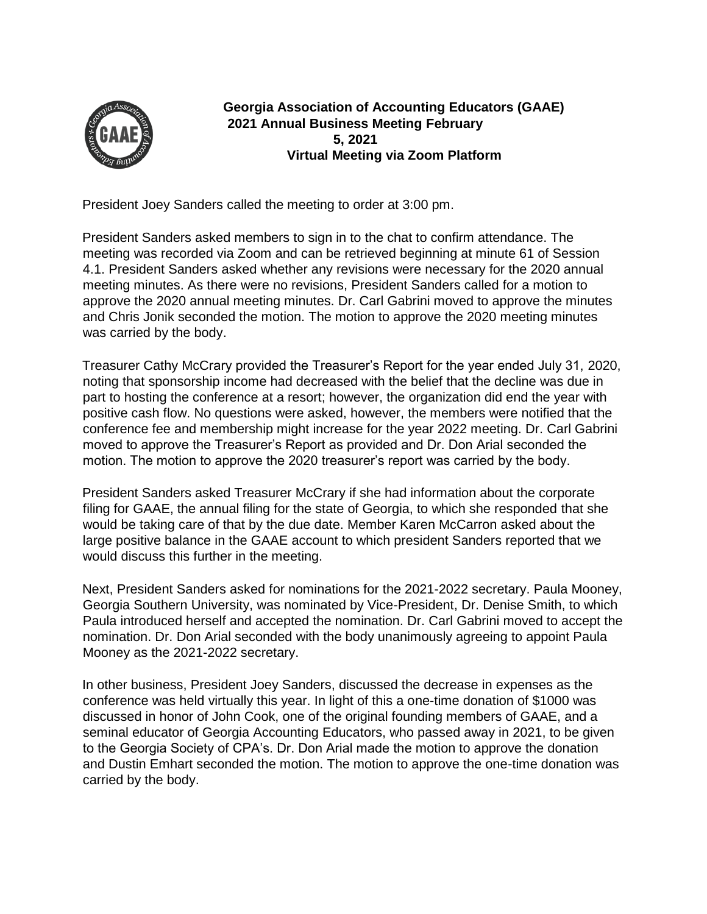# Georgia Association of Accounting Educators (GAAE)
## 2021 Annual Business Meeting February 5, 2021
## Virtual Meeting via Zoom Platform

President Joey Sanders called the meeting to order at 3:00 pm.

President Sanders asked members to sign in to the chat to confirm attendance. The meeting was recorded via Zoom and can be retrieved beginning at minute 61 of Session 4.1. President Sanders asked whether any revisions were necessary for the 2020 annual meeting minutes. As there were no revisions, President Sanders called for a motion to approve the 2020 annual meeting minutes. Dr. Carl Gabrini moved to approve the minutes and Chris Jonik seconded the motion. The motion to approve the 2020 meeting minutes was carried by the body.

Treasurer Cathy McCrary provided the Treasurer's Report for the year ended July 31, 2020, noting that sponsorship income had decreased with the belief that the decline was due in part to hosting the conference at a resort; however, the organization did end the year with positive cash flow. No questions were asked, however, the members were notified that the conference fee and membership might increase for the year 2022 meeting. Dr. Carl Gabrini moved to approve the Treasurer's Report as provided and Dr. Don Arial seconded the motion. The motion to approve the 2020 treasurer's report was carried by the body.

President Sanders asked Treasurer McCrary if she had information about the corporate filing for GAAE, the annual filing for the state of Georgia, to which she responded that she would be taking care of that by the due date. Member Karen McCarron asked about the large positive balance in the GAAE account to which president Sanders reported that we would discuss this further in the meeting.

Next, President Sanders asked for nominations for the 2021-2022 secretary. Paula Mooney, Georgia Southern University, was nominated by Vice-President, Dr. Denise Smith, to which Paula introduced herself and accepted the nomination. Dr. Carl Gabrini moved to accept the nomination. Dr. Don Arial seconded with the body unanimously agreeing to appoint Paula Mooney as the 2021-2022 secretary.

In other business, President Joey Sanders, discussed the decrease in expenses as the conference was held virtually this year. In light of this a one-time donation of $1000 was discussed in honor of John Cook, one of the original founding members of GAAE, and a seminal educator of Georgia Accounting Educators, who passed away in 2021, to be given to the Georgia Society of CPA's. Dr. Don Arial made the motion to approve the donation and Dustin Emhart seconded the motion. The motion to approve the one-time donation was carried by the body.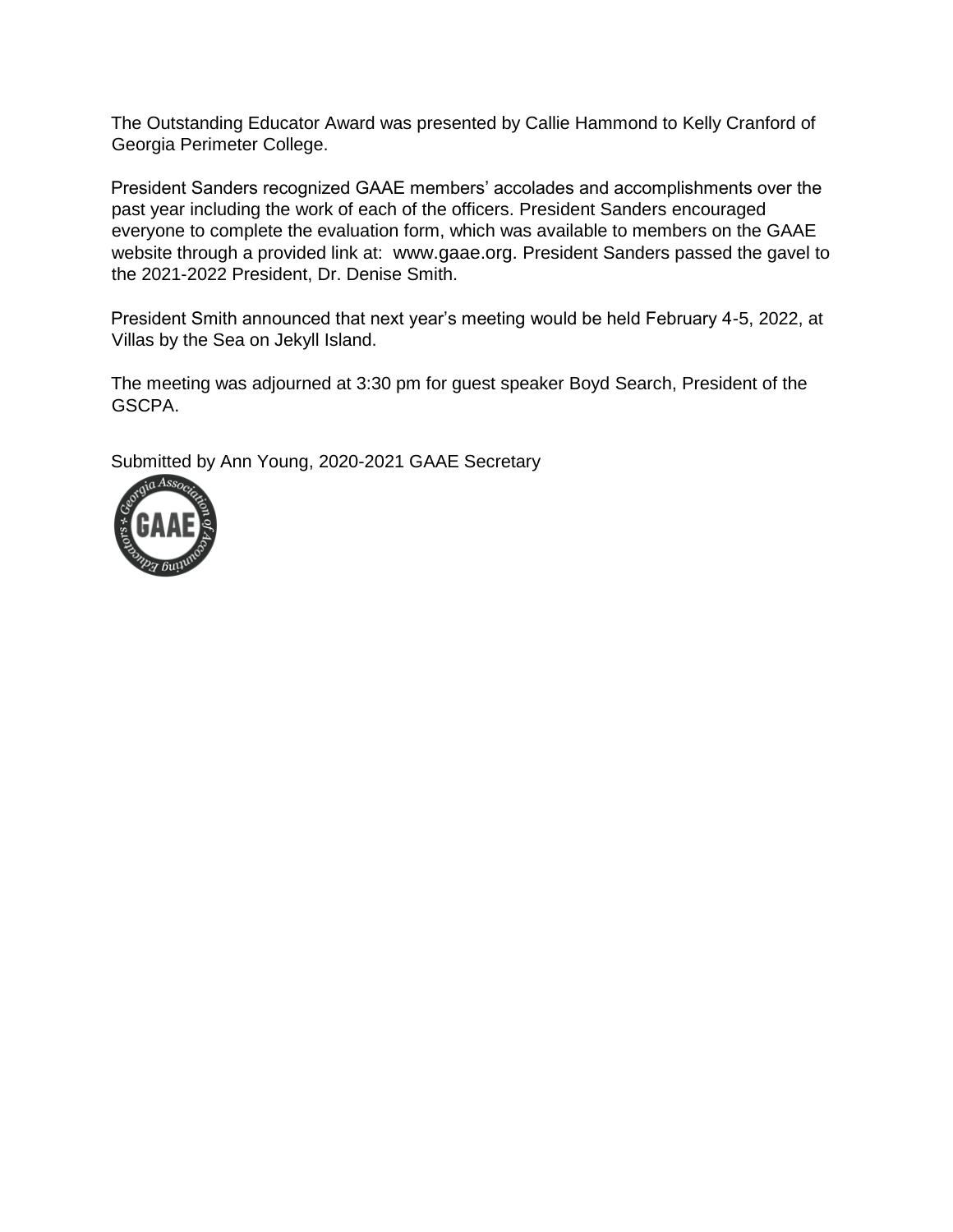The Outstanding Educator Award was presented by Callie Hammond to Kelly Cranford of Georgia Perimeter College.

President Sanders recognized GAAE members' accolades and accomplishments over the past year including the work of each of the officers. President Sanders encouraged everyone to complete the evaluation form, which was available to members on the GAAE website through a provided link at: www.gaae.org. President Sanders passed the gavel to the 2021-2022 President, Dr. Denise Smith.

President Smith announced that next year's meeting would be held February 4-5, 2022, at Villas by the Sea on Jekyll Island.

The meeting was adjourned at 3:30 pm for guest speaker Boyd Search, President of the GSCPA.

Submitted by Ann Young, 2020-2021 GAAE Secretary